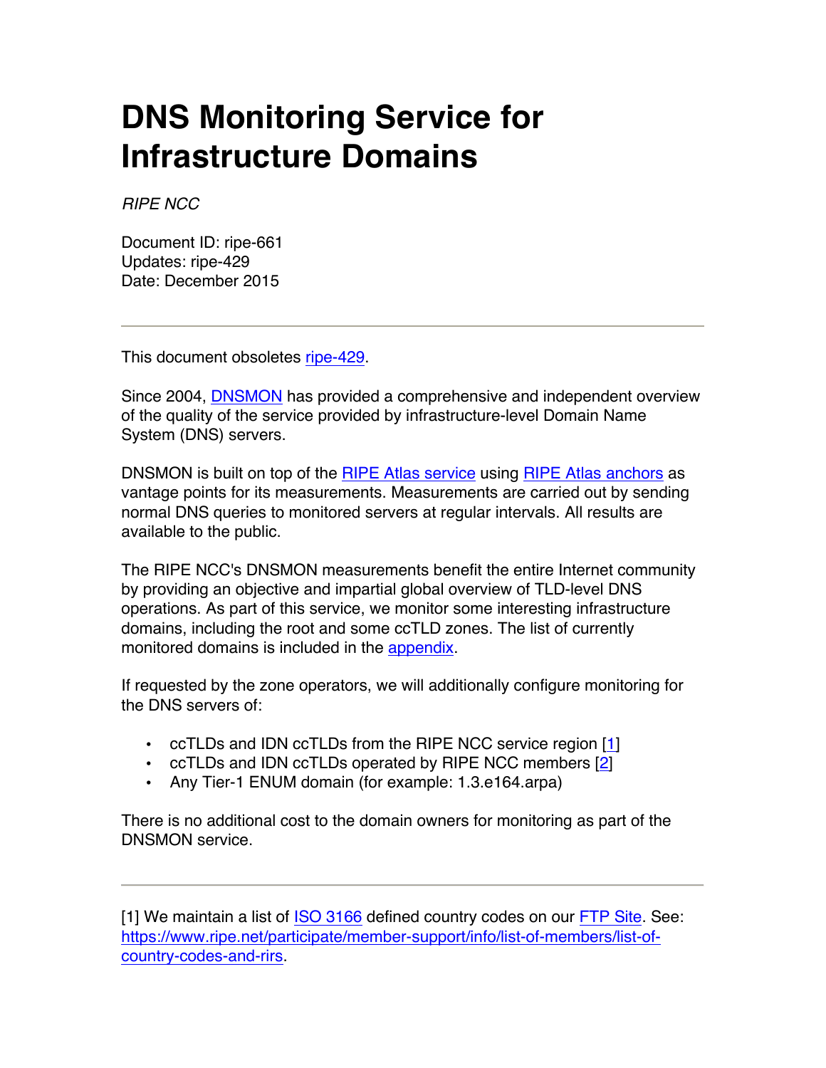# DNS Monitoring Service for Infrastructure Domains

*RIPE NCC*

Document ID: ripe-661
Updates: ripe-429
Date: December 2015

---

This document obsoletes ripe-429.

Since 2004, DNSMON has provided a comprehensive and independent overview of the quality of the service provided by infrastructure-level Domain Name System (DNS) servers.

DNSMON is built on top of the RIPE Atlas service using RIPE Atlas anchors as vantage points for its measurements. Measurements are carried out by sending normal DNS queries to monitored servers at regular intervals. All results are available to the public.

The RIPE NCC's DNSMON measurements benefit the entire Internet community by providing an objective and impartial global overview of TLD-level DNS operations. As part of this service, we monitor some interesting infrastructure domains, including the root and some ccTLD zones. The list of currently monitored domains is included in the appendix.

If requested by the zone operators, we will additionally configure monitoring for the DNS servers of:

- ccTLDs and IDN ccTLDs from the RIPE NCC service region [1]
- ccTLDs and IDN ccTLDs operated by RIPE NCC members [2]
- Any Tier-1 ENUM domain (for example: 1.3.e164.arpa)

There is no additional cost to the domain owners for monitoring as part of the DNSMON service.

---

[1] We maintain a list of ISO 3166 defined country codes on our FTP Site. See: https://www.ripe.net/participate/member-support/info/list-of-members/list-of-country-codes-and-rirs.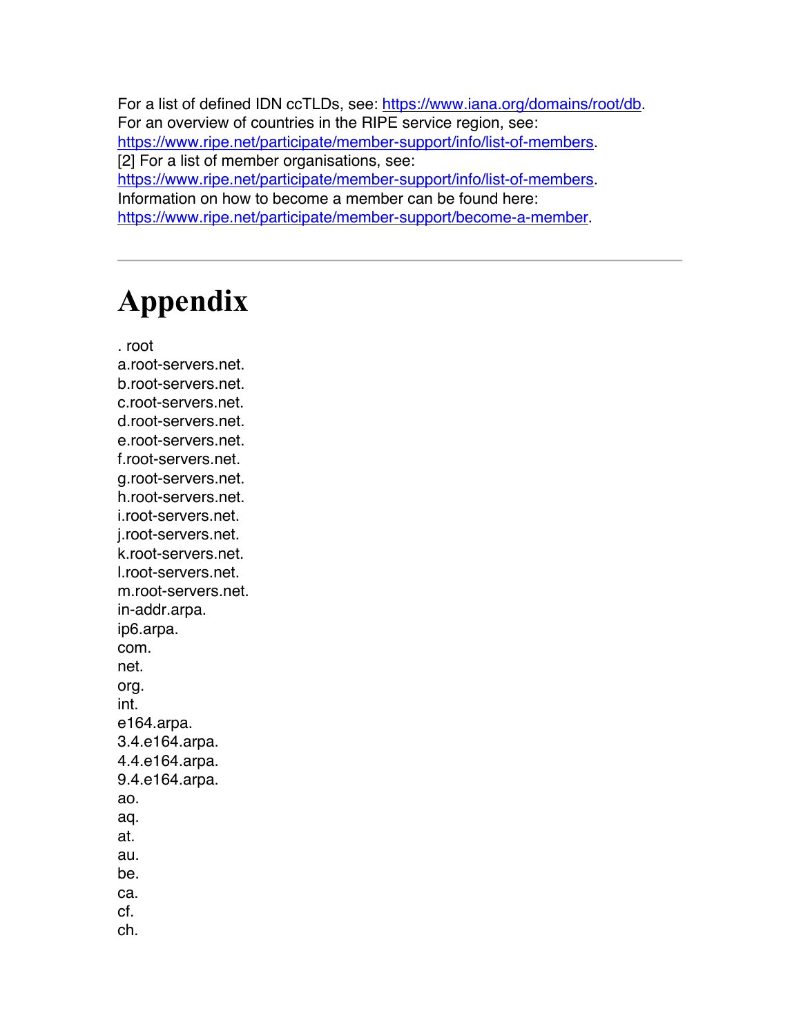For a list of defined IDN ccTLDs, see: [https://www.iana.org/domains/root/db](https://www.iana.org/domains/root/db).
For an overview of countries in the RIPE service region, see:
[https://www.ripe.net/participate/member-support/info/list-of-members](https://www.ripe.net/participate/member-support/info/list-of-members).
[2] For a list of member organisations, see:
[https://www.ripe.net/participate/member-support/info/list-of-members](https://www.ripe.net/participate/member-support/info/list-of-members).
Information on how to become a member can be found here:
[https://www.ripe.net/participate/member-support/become-a-member](https://www.ripe.net/participate/member-support/become-a-member).

---

# Appendix

. root
a.root-servers.net.
b.root-servers.net.
c.root-servers.net.
d.root-servers.net.
e.root-servers.net.
f.root-servers.net.
g.root-servers.net.
h.root-servers.net.
i.root-servers.net.
j.root-servers.net.
k.root-servers.net.
l.root-servers.net.
m.root-servers.net.
in-addr.arpa.
ip6.arpa.
com.
net.
org.
int.
e164.arpa.
3.4.e164.arpa.
4.4.e164.arpa.
9.4.e164.arpa.
ao.
aq.
at.
au.
be.
ca.
cf.
ch.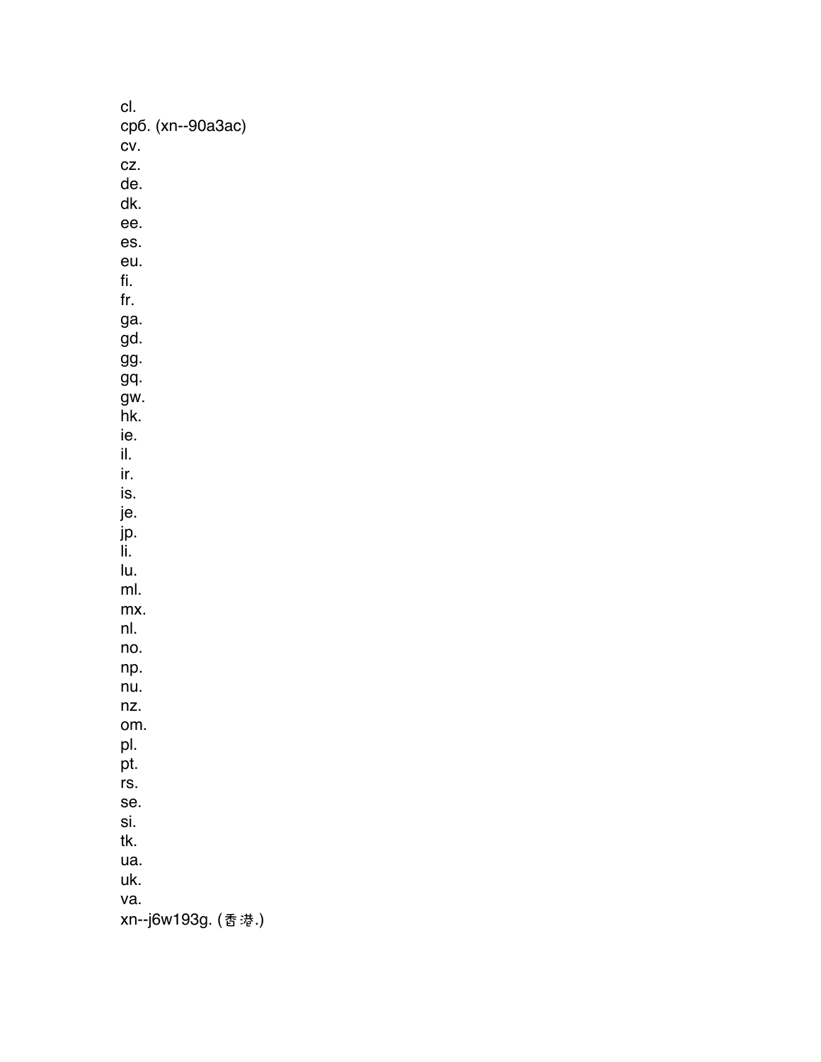cl.
срб. (xn--90a3ac)
cv.
cz.
de.
dk.
ee.
es.
eu.
fi.
fr.
ga.
gd.
gg.
gq.
gw.
hk.
ie.
il.
ir.
is.
je.
jp.
li.
lu.
ml.
mx.
nl.
no.
np.
nu.
nz.
om.
pl.
pt.
rs.
se.
si.
tk.
ua.
uk.
va.
xn--j6w193g. (香港.)